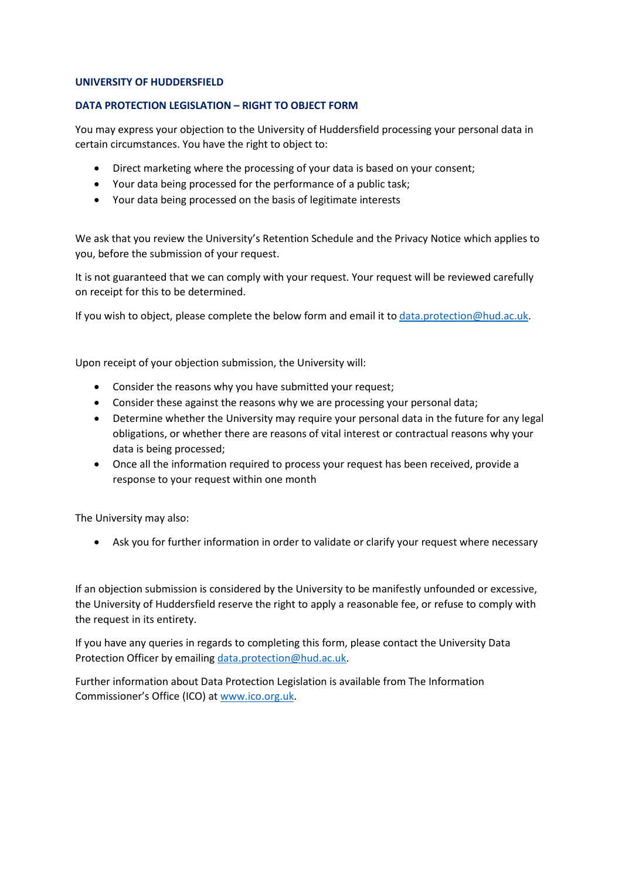**UNIVERSITY OF HUDDERSFIELD**

**DATA PROTECTION LEGISLATION – RIGHT TO OBJECT FORM**

You may express your objection to the University of Huddersfield processing your personal data in certain circumstances. You have the right to object to:

- Direct marketing where the processing of your data is based on your consent;
- Your data being processed for the performance of a public task;
- Your data being processed on the basis of legitimate interests

We ask that you review the University's Retention Schedule and the Privacy Notice which applies to you, before the submission of your request.

It is not guaranteed that we can comply with your request. Your request will be reviewed carefully on receipt for this to be determined.

If you wish to object, please complete the below form and email it to [data.protection@hud.ac.uk](mailto:data.protection@hud.ac.uk).

Upon receipt of your objection submission, the University will:

- Consider the reasons why you have submitted your request;
- Consider these against the reasons why we are processing your personal data;
- Determine whether the University may require your personal data in the future for any legal obligations, or whether there are reasons of vital interest or contractual reasons why your data is being processed;
- Once all the information required to process your request has been received, provide a response to your request within one month

The University may also:

- Ask you for further information in order to validate or clarify your request where necessary

If an objection submission is considered by the University to be manifestly unfounded or excessive, the University of Huddersfield reserve the right to apply a reasonable fee, or refuse to comply with the request in its entirety.

If you have any queries in regards to completing this form, please contact the University Data Protection Officer by emailing [data.protection@hud.ac.uk](mailto:data.protection@hud.ac.uk).

Further information about Data Protection Legislation is available from The Information Commissioner's Office (ICO) at [www.ico.org.uk](http://www.ico.org.uk).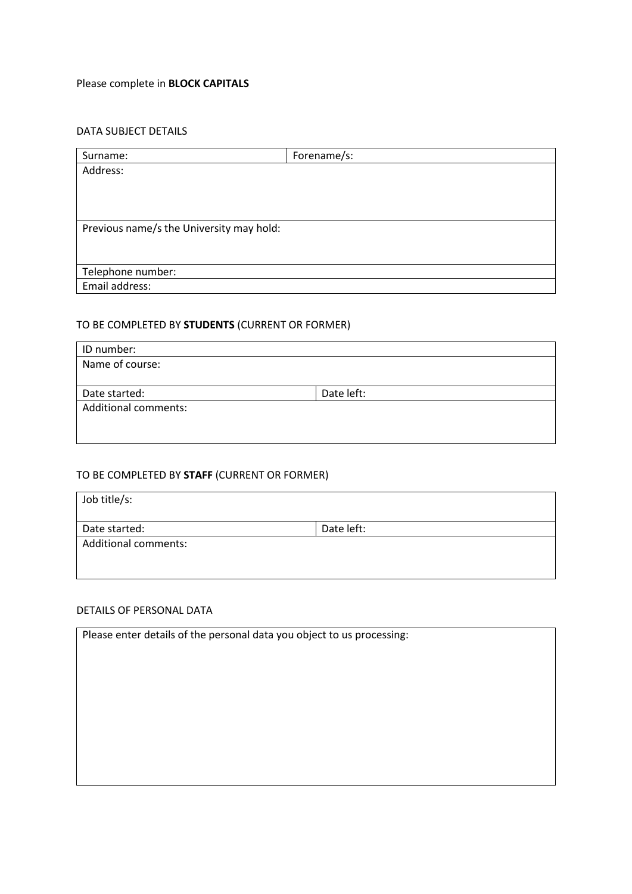Please complete in **BLOCK CAPITALS**

DATA SUBJECT DETAILS

| Surname: | Forename/s: |
|---|---|
| Address: | |
| Previous name/s the University may hold: | |
| Telephone number: | |
| Email address: | |

TO BE COMPLETED BY **STUDENTS** (CURRENT OR FORMER)

| ID number: | |
|---|---|
| Name of course: | |
| Date started: | Date left: |
| Additional comments: | |

TO BE COMPLETED BY **STAFF** (CURRENT OR FORMER)

| Job title/s: | |
|---|---|
| Date started: | Date left: |
| Additional comments: | |

DETAILS OF PERSONAL DATA

| Please enter details of the personal data you object to us processing: |
|---|
| |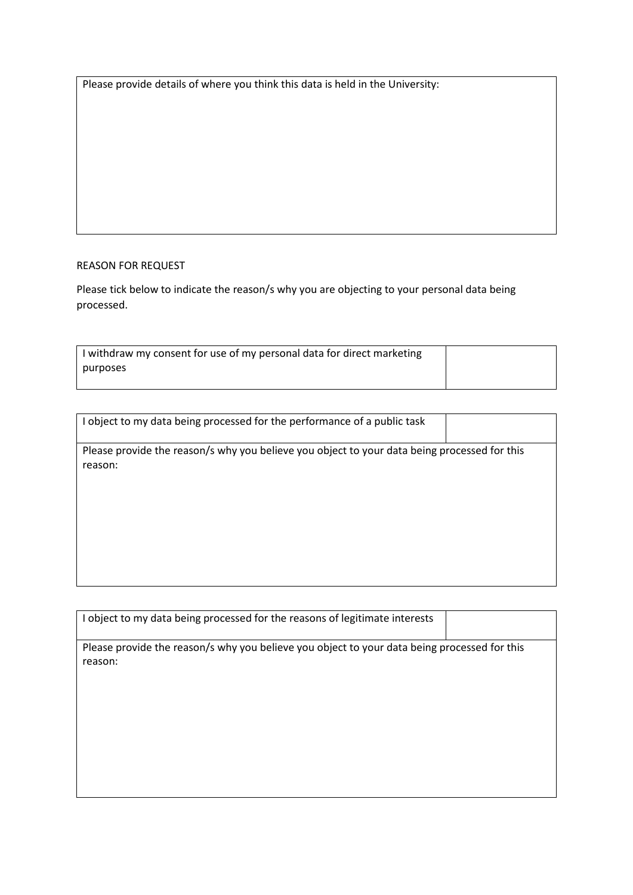| Please provide details of where you think this data is held in the University: |
| --- |
| |

REASON FOR REQUEST

Please tick below to indicate the reason/s why you are objecting to your personal data being processed.

| I withdraw my consent for use of my personal data for direct marketing purposes | |
| --- | --- |

| I object to my data being processed for the performance of a public task | |
| --- | --- |
| Please provide the reason/s why you believe you object to your data being processed for this reason: | |

| I object to my data being processed for the reasons of legitimate interests | |
| --- | --- |
| Please provide the reason/s why you believe you object to your data being processed for this reason: | |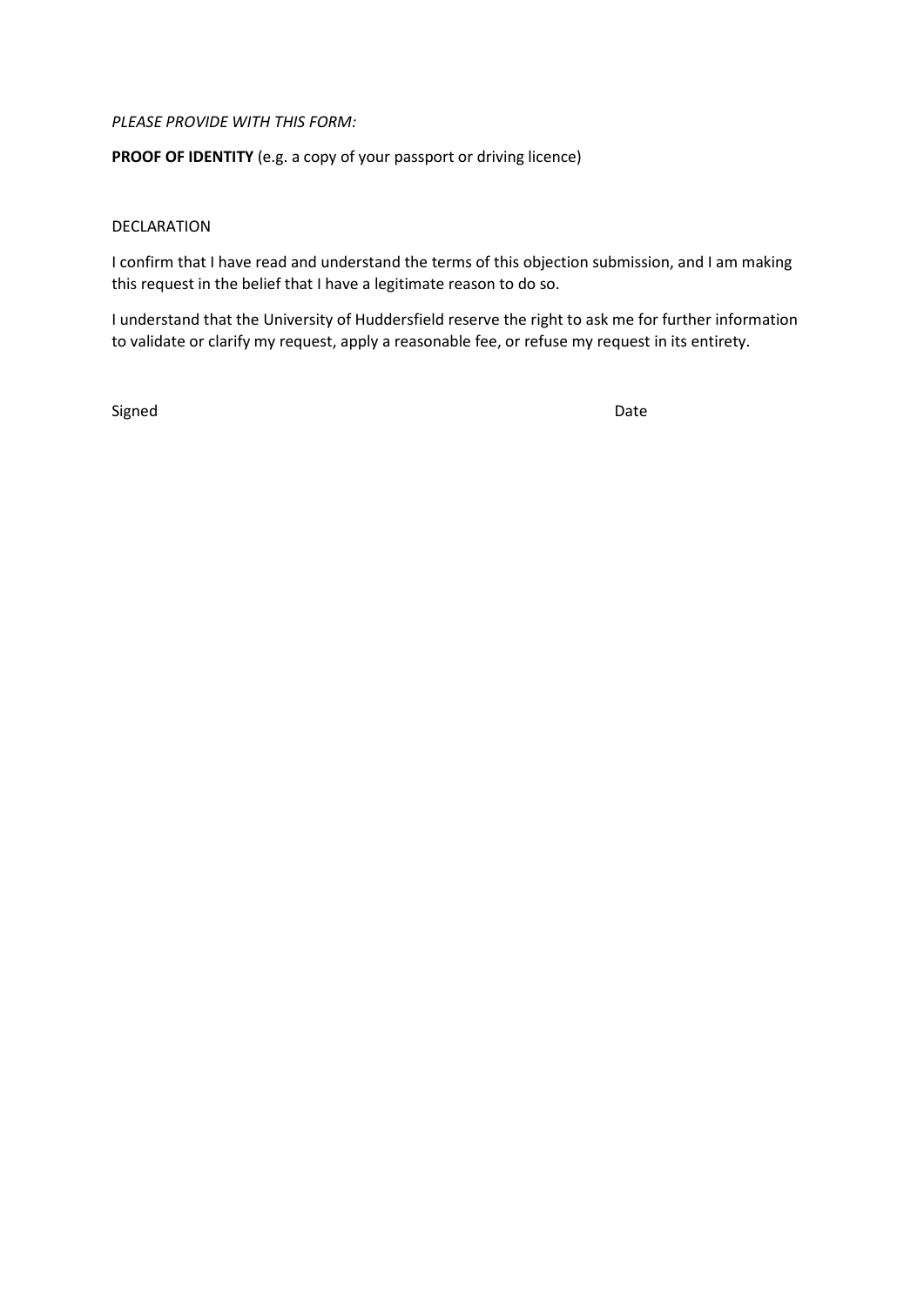*PLEASE PROVIDE WITH THIS FORM:*

**PROOF OF IDENTITY** (e.g. a copy of your passport or driving licence)

DECLARATION

I confirm that I have read and understand the terms of this objection submission, and I am making this request in the belief that I have a legitimate reason to do so.

I understand that the University of Huddersfield reserve the right to ask me for further information to validate or clarify my request, apply a reasonable fee, or refuse my request in its entirety.

Signed                                                                                                    Date